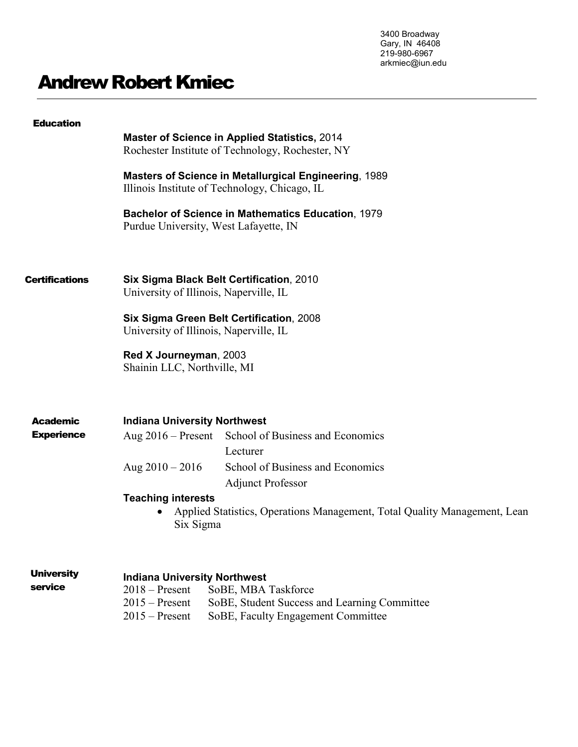3400 Broadway
Gary, IN 46408
219-980-6967
arkmiec@iun.edu

# Andrew Robert Kmiec

## Education

**Master of Science in Applied Statistics,** 2014
Rochester Institute of Technology, Rochester, NY

**Masters of Science in Metallurgical Engineering**, 1989
Illinois Institute of Technology, Chicago, IL

**Bachelor of Science in Mathematics Education**, 1979
Purdue University, West Lafayette, IN

## Certifications

**Six Sigma Black Belt Certification**, 2010
University of Illinois, Naperville, IL

**Six Sigma Green Belt Certification**, 2008
University of Illinois, Naperville, IL

**Red X Journeyman**, 2003
Shainin LLC, Northville, MI

## Academic Experience

**Indiana University Northwest**

| | |
|---|---|
| Aug 2016 – Present | School of Business and Economics<br>Lecturer |
| Aug 2010 – 2016 | School of Business and Economics<br>Adjunct Professor |

**Teaching interests**

- Applied Statistics, Operations Management, Total Quality Management, Lean Six Sigma

## University service

**Indiana University Northwest**

| | |
|---|---|
| 2018 – Present | SoBE, MBA Taskforce |
| 2015 – Present | SoBE, Student Success and Learning Committee |
| 2015 – Present | SoBE, Faculty Engagement Committee |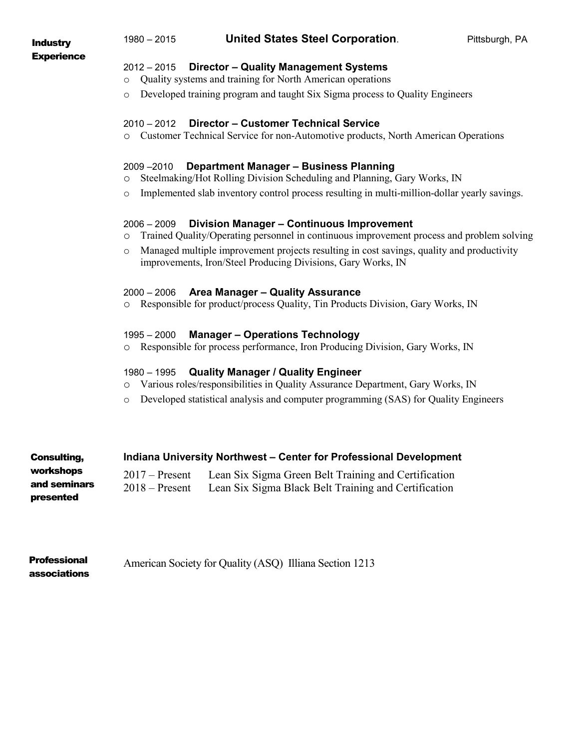## Industry Experience

1980 – 2015 **United States Steel Corporation**. Pittsburgh, PA

2012 – 2015 **Director – Quality Management Systems**

- Quality systems and training for North American operations
- Developed training program and taught Six Sigma process to Quality Engineers

2010 – 2012 **Director – Customer Technical Service**

- Customer Technical Service for non-Automotive products, North American Operations

2009 –2010 **Department Manager – Business Planning**

- Steelmaking/Hot Rolling Division Scheduling and Planning, Gary Works, IN
- Implemented slab inventory control process resulting in multi-million-dollar yearly savings.

2006 – 2009 **Division Manager – Continuous Improvement**

- Trained Quality/Operating personnel in continuous improvement process and problem solving
- Managed multiple improvement projects resulting in cost savings, quality and productivity improvements, Iron/Steel Producing Divisions, Gary Works, IN

2000 – 2006 **Area Manager – Quality Assurance**

- Responsible for product/process Quality, Tin Products Division, Gary Works, IN

1995 – 2000 **Manager – Operations Technology**

- Responsible for process performance, Iron Producing Division, Gary Works, IN

1980 – 1995 **Quality Manager / Quality Engineer**

- Various roles/responsibilities in Quality Assurance Department, Gary Works, IN
- Developed statistical analysis and computer programming (SAS) for Quality Engineers

## Consulting, workshops and seminars presented

**Indiana University Northwest – Center for Professional Development**

2017 – Present Lean Six Sigma Green Belt Training and Certification
2018 – Present Lean Six Sigma Black Belt Training and Certification

## Professional associations

American Society for Quality (ASQ) Illiana Section 1213